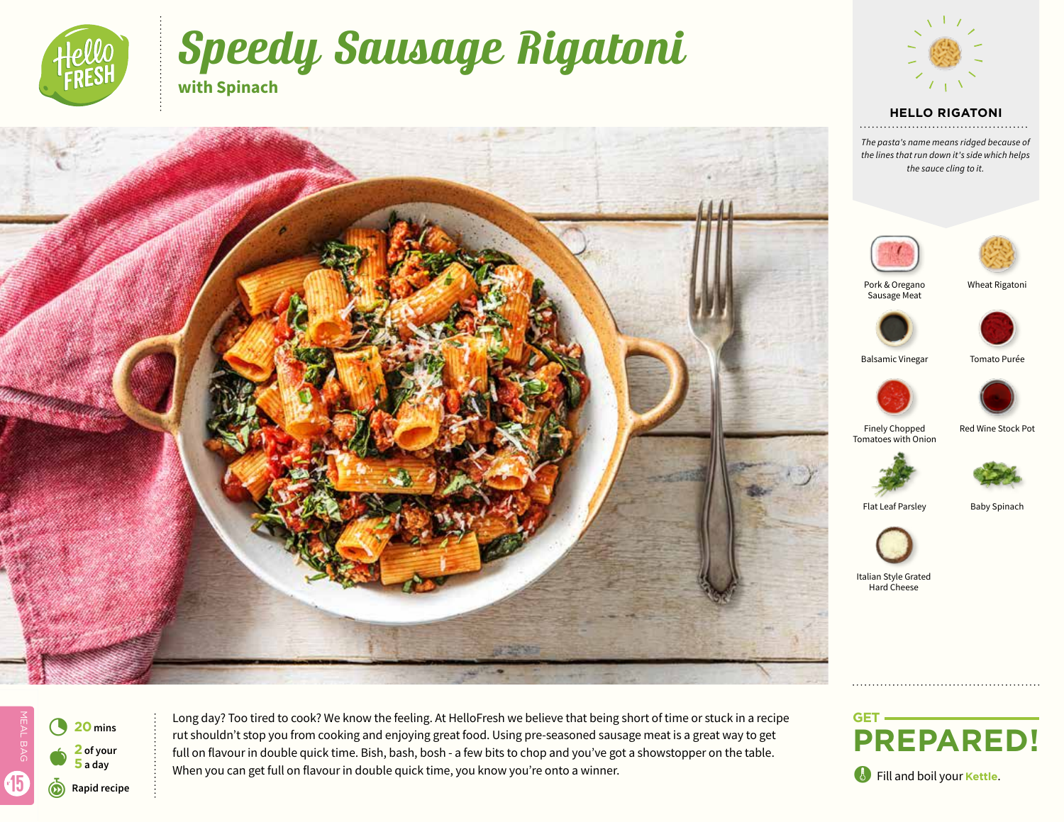# Speedy Sausage Rigatoni

## with Spinach

### HELLO RIGATONI

*The pasta's name means ridged because of the lines that run down it's side which helps the sauce cling to it.*

- Pork & Oregano Sausage Meat
- Wheat Rigatoni
- Balsamic Vinegar
- Tomato Purée
- Finely Chopped Tomatoes with Onion
- Red Wine Stock Pot
- Flat Leaf Parsley
- Baby Spinach
- Italian Style Grated Hard Cheese

MEAL BAG 15

**20** mins

**2** of your **5** a day

**Rapid recipe**

Long day? Too tired to cook? We know the feeling. At HelloFresh we believe that being short of time or stuck in a recipe rut shouldn't stop you from cooking and enjoying great food. Using pre-seasoned sausage meat is a great way to get full on flavour in double quick time. Bish, bash, bosh - a few bits to chop and you've got a showstopper on the table. When you can get full on flavour in double quick time, you know you're onto a winner.

## GET PREPARED!

Fill and boil your **Kettle**.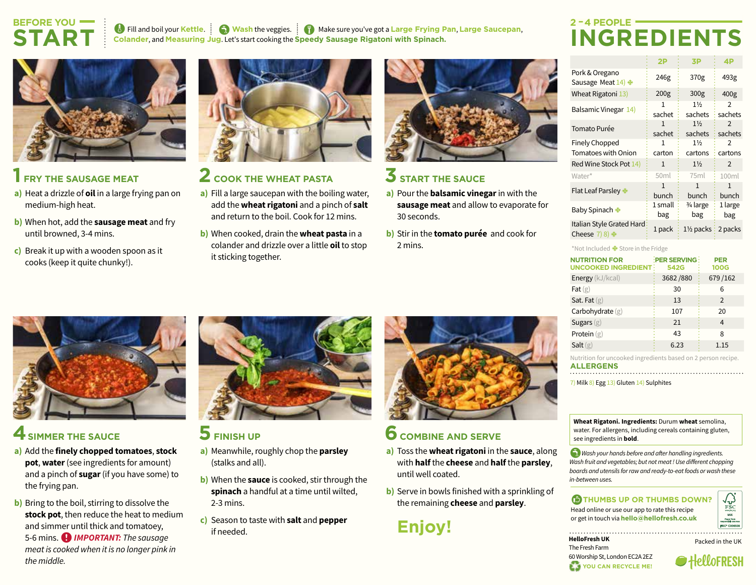# BEFORE YOU START

Fill and boil your **Kettle**. **Wash** the veggies. Make sure you've got a **Large Frying Pan**, **Large Saucepan**, **Colander**, and **Measuring Jug**. Let's start cooking the **Speedy Sausage Rigatoni with Spinach.**

## 1 FRY THE SAUSAGE MEAT

a) Heat a drizzle of **oil** in a large frying pan on medium-high heat.

b) When hot, add the **sausage meat** and fry until browned, 3-4 mins.

c) Break it up with a wooden spoon as it cooks (keep it quite chunky!).

## 2 COOK THE WHEAT PASTA

a) Fill a large saucepan with the boiling water, add the **wheat rigatoni** and a pinch of **salt** and return to the boil. Cook for 12 mins.

b) When cooked, drain the **wheat pasta** in a colander and drizzle over a little **oil** to stop it sticking together.

## 3 START THE SAUCE

a) Pour the **balsamic vinegar** in with the **sausage meat** and allow to evaporate for 30 seconds.

b) Stir in the **tomato purée** and cook for 2 mins.

## 4 SIMMER THE SAUCE

a) Add the **finely chopped tomatoes**, **stock pot**, **water** (see ingredients for amount) and a pinch of **sugar** (if you have some) to the frying pan.

b) Bring to the boil, stirring to dissolve the **stock pot**, then reduce the heat to medium and simmer until thick and tomatoey, 5-6 mins. ***IMPORTANT:*** *The sausage meat is cooked when it is no longer pink in the middle.*

## 5 FINISH UP

a) Meanwhile, roughly chop the **parsley** (stalks and all).

b) When the **sauce** is cooked, stir through the **spinach** a handful at a time until wilted, 2-3 mins.

c) Season to taste with **salt** and **pepper** if needed.

## 6 COMBINE AND SERVE

a) Toss the **wheat rigatoni** in the **sauce**, along with **half** the **cheese** and **half** the **parsley**, until well coated.

b) Serve in bowls finished with a sprinkling of the remaining **cheese** and **parsley**.

**Enjoy!**

# 2 - 4 PEOPLE INGREDIENTS

| | 2P | 3P | 4P |
|---|---|---|---|
| Pork & Oregano Sausage Meat 14) ❄ | 246g | 370g | 493g |
| Wheat Rigatoni 13) | 200g | 300g | 400g |
| Balsamic Vinegar 14) | 1 sachet | 1½ sachets | 2 sachets |
| Tomato Purée | 1 sachet | 1½ sachets | 2 sachets |
| Finely Chopped Tomatoes with Onion | 1 carton | 1½ cartons | 2 cartons |
| Red Wine Stock Pot 14) | 1 | 1½ | 2 |
| Water* | 50ml | 75ml | 100ml |
| Flat Leaf Parsley ❄ | 1 bunch | 1 bunch | 1 bunch |
| Baby Spinach ❄ | 1 small bag | ¾ large bag | 1 large bag |
| Italian Style Grated Hard Cheese 7) 8) ❄ | 1 pack | 1½ packs | 2 packs |

*Not Included ❄ Store in the Fridge

| NUTRITION FOR UNCOOKED INGREDIENT | PER SERVING 542G | PER 100G |
|---|---|---|
| Energy (kJ/kcal) | 3682 /880 | 679 /162 |
| Fat (g) | 30 | 6 |
| Sat. Fat (g) | 13 | 2 |
| Carbohydrate (g) | 107 | 20 |
| Sugars (g) | 21 | 4 |
| Protein (g) | 43 | 8 |
| Salt (g) | 6.23 | 1.15 |

Nutrition for uncooked ingredients based on 2 person recipe.

## ALLERGENS

7) Milk 8) Egg 13) Gluten 14) Sulphites

**Wheat Rigatoni. Ingredients:** Durum **wheat** semolina, water. For allergens, including cereals containing gluten, see ingredients in **bold**.

*Wash your hands before and after handling ingredients. Wash fruit and vegetables; but not meat ! Use different chopping boards and utensils for raw and ready-to-eat foods or wash these in-between uses.*

## THUMBS UP OR THUMBS DOWN?

Head online or use our app to rate this recipe or get in touch via **hello@hellofresh.co.uk**

FSC MIX Paper from responsible sources FSC® C006500

**HelloFresh UK**
The Fresh Farm
60 Worship St, London EC2A 2EZ

Packed in the UK

YOU CAN RECYCLE ME!

HelloFRESH